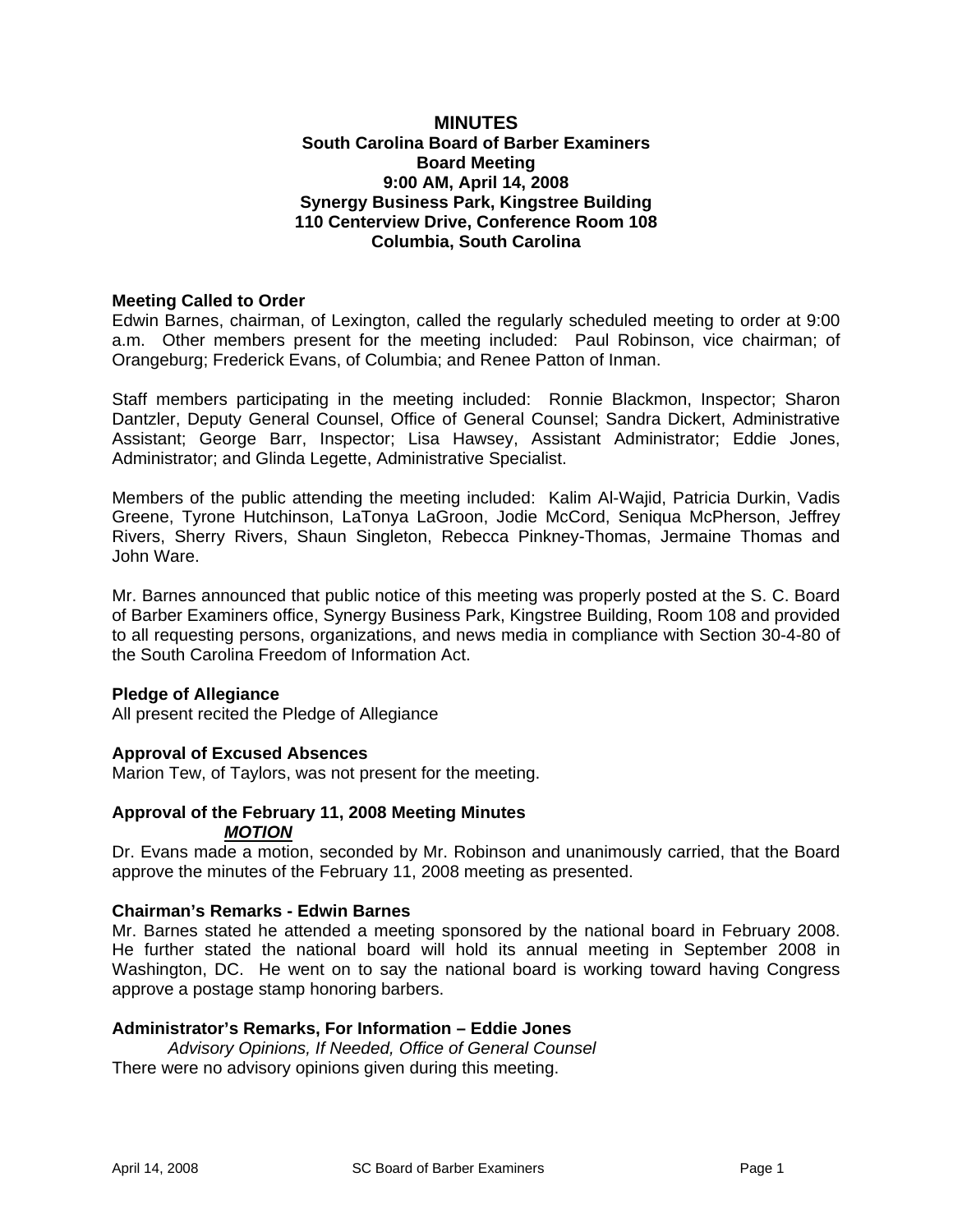# MINUTES

**South Carolina Board of Barber Examiners**
**Board Meeting**
**9:00 AM, April 14, 2008**
**Synergy Business Park, Kingstree Building**
**110 Centerview Drive, Conference Room 108**
**Columbia, South Carolina**

### Meeting Called to Order

Edwin Barnes, chairman, of Lexington, called the regularly scheduled meeting to order at 9:00 a.m. Other members present for the meeting included: Paul Robinson, vice chairman; of Orangeburg; Frederick Evans, of Columbia; and Renee Patton of Inman.

Staff members participating in the meeting included: Ronnie Blackmon, Inspector; Sharon Dantzler, Deputy General Counsel, Office of General Counsel; Sandra Dickert, Administrative Assistant; George Barr, Inspector; Lisa Hawsey, Assistant Administrator; Eddie Jones, Administrator; and Glinda Legette, Administrative Specialist.

Members of the public attending the meeting included: Kalim Al-Wajid, Patricia Durkin, Vadis Greene, Tyrone Hutchinson, LaTonya LaGroon, Jodie McCord, Seniqua McPherson, Jeffrey Rivers, Sherry Rivers, Shaun Singleton, Rebecca Pinkney-Thomas, Jermaine Thomas and John Ware.

Mr. Barnes announced that public notice of this meeting was properly posted at the S. C. Board of Barber Examiners office, Synergy Business Park, Kingstree Building, Room 108 and provided to all requesting persons, organizations, and news media in compliance with Section 30-4-80 of the South Carolina Freedom of Information Act.

### Pledge of Allegiance

All present recited the Pledge of Allegiance

### Approval of Excused Absences

Marion Tew, of Taylors, was not present for the meeting.

### Approval of the February 11, 2008 Meeting Minutes

***MOTION***

Dr. Evans made a motion, seconded by Mr. Robinson and unanimously carried, that the Board approve the minutes of the February 11, 2008 meeting as presented.

### Chairman's Remarks - Edwin Barnes

Mr. Barnes stated he attended a meeting sponsored by the national board in February 2008. He further stated the national board will hold its annual meeting in September 2008 in Washington, DC. He went on to say the national board is working toward having Congress approve a postage stamp honoring barbers.

### Administrator's Remarks, For Information – Eddie Jones

*Advisory Opinions, If Needed, Office of General Counsel*

There were no advisory opinions given during this meeting.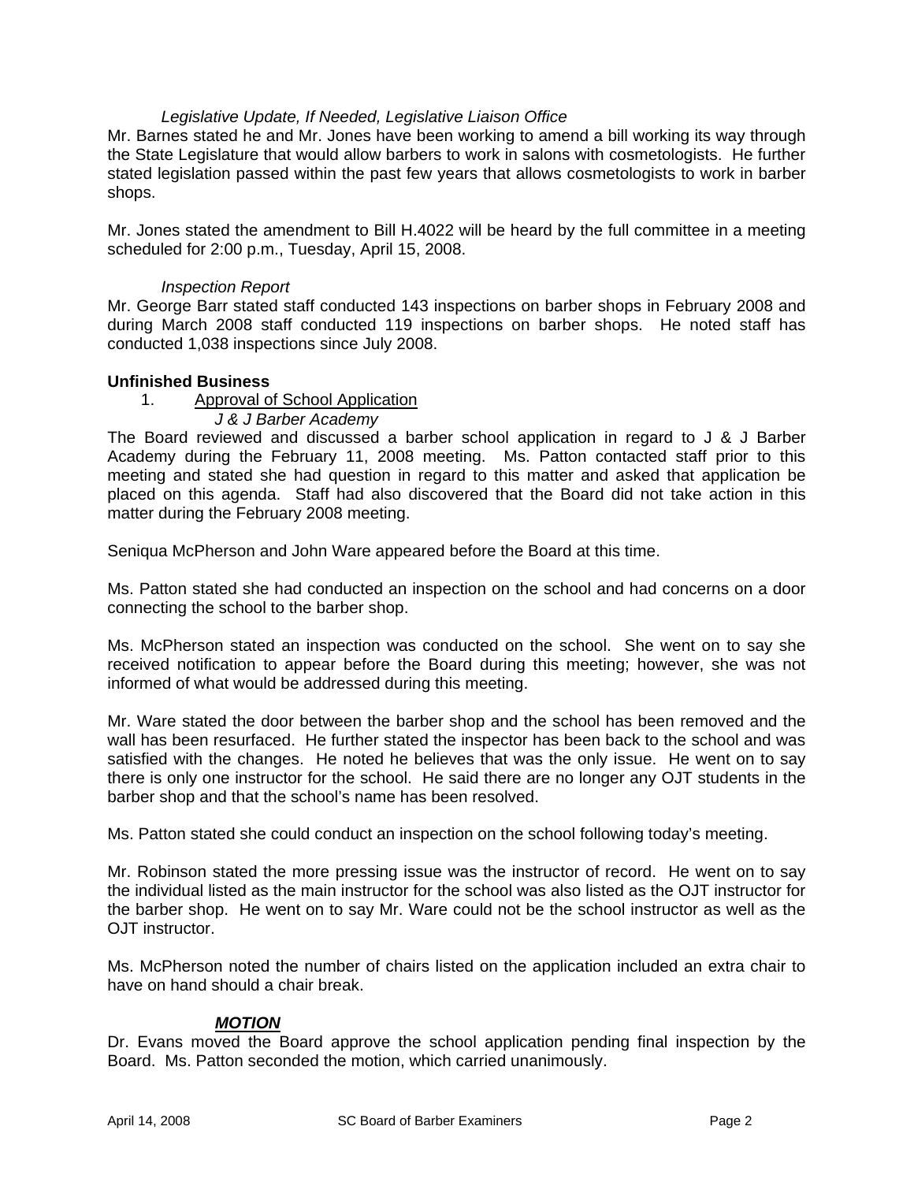*Legislative Update, If Needed, Legislative Liaison Office*

Mr. Barnes stated he and Mr. Jones have been working to amend a bill working its way through the State Legislature that would allow barbers to work in salons with cosmetologists. He further stated legislation passed within the past few years that allows cosmetologists to work in barber shops.

Mr. Jones stated the amendment to Bill H.4022 will be heard by the full committee in a meeting scheduled for 2:00 p.m., Tuesday, April 15, 2008.

*Inspection Report*

Mr. George Barr stated staff conducted 143 inspections on barber shops in February 2008 and during March 2008 staff conducted 119 inspections on barber shops. He noted staff has conducted 1,038 inspections since July 2008.

**Unfinished Business**

1. Approval of School Application

   *J & J Barber Academy*

The Board reviewed and discussed a barber school application in regard to J & J Barber Academy during the February 11, 2008 meeting. Ms. Patton contacted staff prior to this meeting and stated she had question in regard to this matter and asked that application be placed on this agenda. Staff had also discovered that the Board did not take action in this matter during the February 2008 meeting.

Seniqua McPherson and John Ware appeared before the Board at this time.

Ms. Patton stated she had conducted an inspection on the school and had concerns on a door connecting the school to the barber shop.

Ms. McPherson stated an inspection was conducted on the school. She went on to say she received notification to appear before the Board during this meeting; however, she was not informed of what would be addressed during this meeting.

Mr. Ware stated the door between the barber shop and the school has been removed and the wall has been resurfaced. He further stated the inspector has been back to the school and was satisfied with the changes. He noted he believes that was the only issue. He went on to say there is only one instructor for the school. He said there are no longer any OJT students in the barber shop and that the school's name has been resolved.

Ms. Patton stated she could conduct an inspection on the school following today's meeting.

Mr. Robinson stated the more pressing issue was the instructor of record. He went on to say the individual listed as the main instructor for the school was also listed as the OJT instructor for the barber shop. He went on to say Mr. Ware could not be the school instructor as well as the OJT instructor.

Ms. McPherson noted the number of chairs listed on the application included an extra chair to have on hand should a chair break.

***MOTION***

Dr. Evans moved the Board approve the school application pending final inspection by the Board. Ms. Patton seconded the motion, which carried unanimously.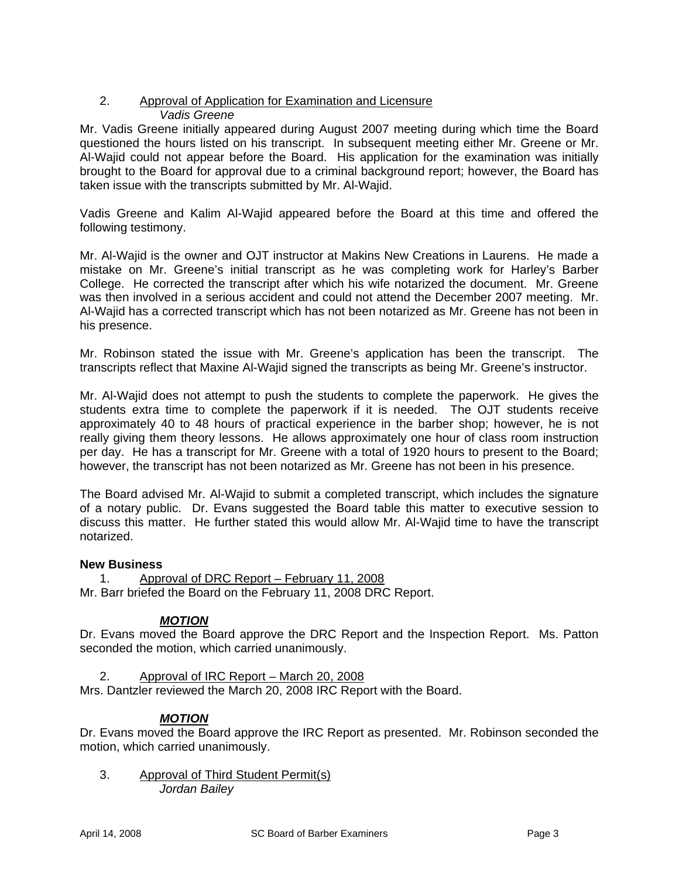2. Approval of Application for Examination and Licensure
   *Vadis Greene*

Mr. Vadis Greene initially appeared during August 2007 meeting during which time the Board questioned the hours listed on his transcript. In subsequent meeting either Mr. Greene or Mr. Al-Wajid could not appear before the Board. His application for the examination was initially brought to the Board for approval due to a criminal background report; however, the Board has taken issue with the transcripts submitted by Mr. Al-Wajid.

Vadis Greene and Kalim Al-Wajid appeared before the Board at this time and offered the following testimony.

Mr. Al-Wajid is the owner and OJT instructor at Makins New Creations in Laurens. He made a mistake on Mr. Greene's initial transcript as he was completing work for Harley's Barber College. He corrected the transcript after which his wife notarized the document. Mr. Greene was then involved in a serious accident and could not attend the December 2007 meeting. Mr. Al-Wajid has a corrected transcript which has not been notarized as Mr. Greene has not been in his presence.

Mr. Robinson stated the issue with Mr. Greene's application has been the transcript. The transcripts reflect that Maxine Al-Wajid signed the transcripts as being Mr. Greene's instructor.

Mr. Al-Wajid does not attempt to push the students to complete the paperwork. He gives the students extra time to complete the paperwork if it is needed. The OJT students receive approximately 40 to 48 hours of practical experience in the barber shop; however, he is not really giving them theory lessons. He allows approximately one hour of class room instruction per day. He has a transcript for Mr. Greene with a total of 1920 hours to present to the Board; however, the transcript has not been notarized as Mr. Greene has not been in his presence.

The Board advised Mr. Al-Wajid to submit a completed transcript, which includes the signature of a notary public. Dr. Evans suggested the Board table this matter to executive session to discuss this matter. He further stated this would allow Mr. Al-Wajid time to have the transcript notarized.

**New Business**

1. Approval of DRC Report – February 11, 2008

Mr. Barr briefed the Board on the February 11, 2008 DRC Report.

***MOTION***

Dr. Evans moved the Board approve the DRC Report and the Inspection Report. Ms. Patton seconded the motion, which carried unanimously.

2. Approval of IRC Report – March 20, 2008

Mrs. Dantzler reviewed the March 20, 2008 IRC Report with the Board.

***MOTION***

Dr. Evans moved the Board approve the IRC Report as presented. Mr. Robinson seconded the motion, which carried unanimously.

3. Approval of Third Student Permit(s)
   *Jordan Bailey*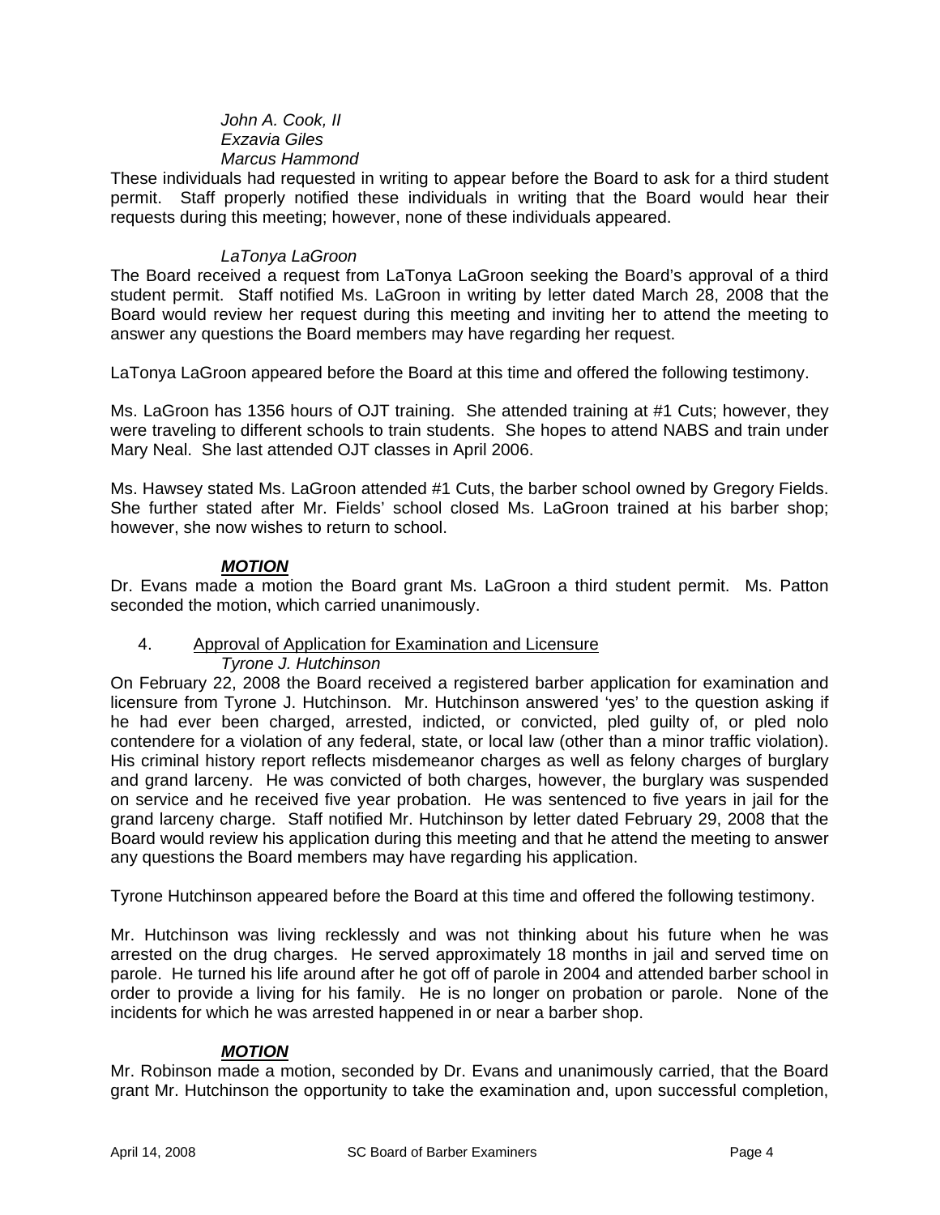*John A. Cook, II*
*Exzavia Giles*
*Marcus Hammond*

These individuals had requested in writing to appear before the Board to ask for a third student permit. Staff properly notified these individuals in writing that the Board would hear their requests during this meeting; however, none of these individuals appeared.

*LaTonya LaGroon*

The Board received a request from LaTonya LaGroon seeking the Board's approval of a third student permit. Staff notified Ms. LaGroon in writing by letter dated March 28, 2008 that the Board would review her request during this meeting and inviting her to attend the meeting to answer any questions the Board members may have regarding her request.

LaTonya LaGroon appeared before the Board at this time and offered the following testimony.

Ms. LaGroon has 1356 hours of OJT training. She attended training at #1 Cuts; however, they were traveling to different schools to train students. She hopes to attend NABS and train under Mary Neal. She last attended OJT classes in April 2006.

Ms. Hawsey stated Ms. LaGroon attended #1 Cuts, the barber school owned by Gregory Fields. She further stated after Mr. Fields' school closed Ms. LaGroon trained at his barber shop; however, she now wishes to return to school.

***MOTION***

Dr. Evans made a motion the Board grant Ms. LaGroon a third student permit. Ms. Patton seconded the motion, which carried unanimously.

4. Approval of Application for Examination and Licensure

*Tyrone J. Hutchinson*

On February 22, 2008 the Board received a registered barber application for examination and licensure from Tyrone J. Hutchinson. Mr. Hutchinson answered 'yes' to the question asking if he had ever been charged, arrested, indicted, or convicted, pled guilty of, or pled nolo contendere for a violation of any federal, state, or local law (other than a minor traffic violation). His criminal history report reflects misdemeanor charges as well as felony charges of burglary and grand larceny. He was convicted of both charges, however, the burglary was suspended on service and he received five year probation. He was sentenced to five years in jail for the grand larceny charge. Staff notified Mr. Hutchinson by letter dated February 29, 2008 that the Board would review his application during this meeting and that he attend the meeting to answer any questions the Board members may have regarding his application.

Tyrone Hutchinson appeared before the Board at this time and offered the following testimony.

Mr. Hutchinson was living recklessly and was not thinking about his future when he was arrested on the drug charges. He served approximately 18 months in jail and served time on parole. He turned his life around after he got off of parole in 2004 and attended barber school in order to provide a living for his family. He is no longer on probation or parole. None of the incidents for which he was arrested happened in or near a barber shop.

***MOTION***

Mr. Robinson made a motion, seconded by Dr. Evans and unanimously carried, that the Board grant Mr. Hutchinson the opportunity to take the examination and, upon successful completion,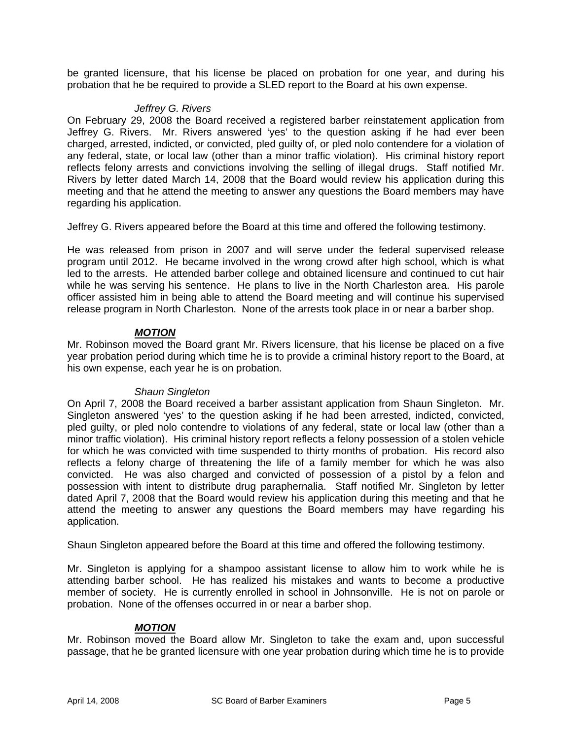be granted licensure, that his license be placed on probation for one year, and during his probation that he be required to provide a SLED report to the Board at his own expense.

*Jeffrey G. Rivers*

On February 29, 2008 the Board received a registered barber reinstatement application from Jeffrey G. Rivers. Mr. Rivers answered 'yes' to the question asking if he had ever been charged, arrested, indicted, or convicted, pled guilty of, or pled nolo contendere for a violation of any federal, state, or local law (other than a minor traffic violation). His criminal history report reflects felony arrests and convictions involving the selling of illegal drugs. Staff notified Mr. Rivers by letter dated March 14, 2008 that the Board would review his application during this meeting and that he attend the meeting to answer any questions the Board members may have regarding his application.

Jeffrey G. Rivers appeared before the Board at this time and offered the following testimony.

He was released from prison in 2007 and will serve under the federal supervised release program until 2012. He became involved in the wrong crowd after high school, which is what led to the arrests. He attended barber college and obtained licensure and continued to cut hair while he was serving his sentence. He plans to live in the North Charleston area. His parole officer assisted him in being able to attend the Board meeting and will continue his supervised release program in North Charleston. None of the arrests took place in or near a barber shop.

***MOTION***

Mr. Robinson moved the Board grant Mr. Rivers licensure, that his license be placed on a five year probation period during which time he is to provide a criminal history report to the Board, at his own expense, each year he is on probation.

*Shaun Singleton*

On April 7, 2008 the Board received a barber assistant application from Shaun Singleton. Mr. Singleton answered 'yes' to the question asking if he had been arrested, indicted, convicted, pled guilty, or pled nolo contendre to violations of any federal, state or local law (other than a minor traffic violation). His criminal history report reflects a felony possession of a stolen vehicle for which he was convicted with time suspended to thirty months of probation. His record also reflects a felony charge of threatening the life of a family member for which he was also convicted. He was also charged and convicted of possession of a pistol by a felon and possession with intent to distribute drug paraphernalia. Staff notified Mr. Singleton by letter dated April 7, 2008 that the Board would review his application during this meeting and that he attend the meeting to answer any questions the Board members may have regarding his application.

Shaun Singleton appeared before the Board at this time and offered the following testimony.

Mr. Singleton is applying for a shampoo assistant license to allow him to work while he is attending barber school. He has realized his mistakes and wants to become a productive member of society. He is currently enrolled in school in Johnsonville. He is not on parole or probation. None of the offenses occurred in or near a barber shop.

***MOTION***

Mr. Robinson moved the Board allow Mr. Singleton to take the exam and, upon successful passage, that he be granted licensure with one year probation during which time he is to provide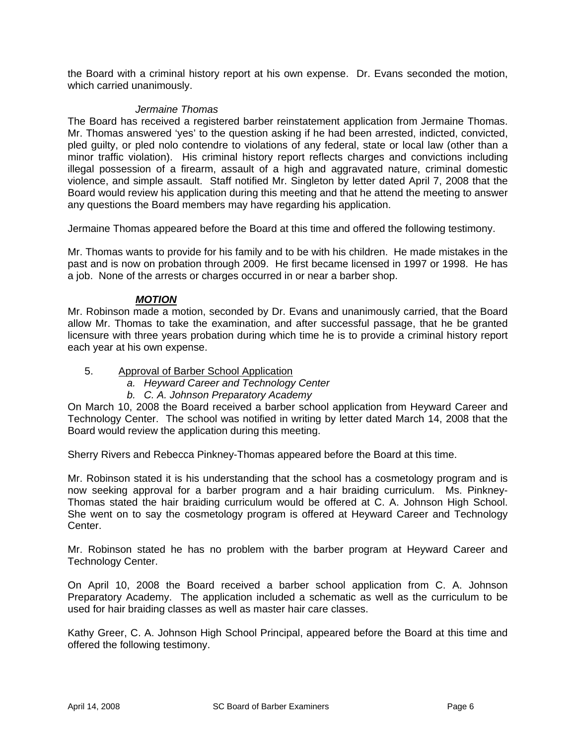the Board with a criminal history report at his own expense. Dr. Evans seconded the motion, which carried unanimously.

*Jermaine Thomas*

The Board has received a registered barber reinstatement application from Jermaine Thomas. Mr. Thomas answered 'yes' to the question asking if he had been arrested, indicted, convicted, pled guilty, or pled nolo contendre to violations of any federal, state or local law (other than a minor traffic violation). His criminal history report reflects charges and convictions including illegal possession of a firearm, assault of a high and aggravated nature, criminal domestic violence, and simple assault. Staff notified Mr. Singleton by letter dated April 7, 2008 that the Board would review his application during this meeting and that he attend the meeting to answer any questions the Board members may have regarding his application.

Jermaine Thomas appeared before the Board at this time and offered the following testimony.

Mr. Thomas wants to provide for his family and to be with his children. He made mistakes in the past and is now on probation through 2009. He first became licensed in 1997 or 1998. He has a job. None of the arrests or charges occurred in or near a barber shop.

***MOTION***

Mr. Robinson made a motion, seconded by Dr. Evans and unanimously carried, that the Board allow Mr. Thomas to take the examination, and after successful passage, that he be granted licensure with three years probation during which time he is to provide a criminal history report each year at his own expense.

5. Approval of Barber School Application
   - *a. Heyward Career and Technology Center*
   - *b. C. A. Johnson Preparatory Academy*

On March 10, 2008 the Board received a barber school application from Heyward Career and Technology Center. The school was notified in writing by letter dated March 14, 2008 that the Board would review the application during this meeting.

Sherry Rivers and Rebecca Pinkney-Thomas appeared before the Board at this time.

Mr. Robinson stated it is his understanding that the school has a cosmetology program and is now seeking approval for a barber program and a hair braiding curriculum. Ms. Pinkney-Thomas stated the hair braiding curriculum would be offered at C. A. Johnson High School. She went on to say the cosmetology program is offered at Heyward Career and Technology Center.

Mr. Robinson stated he has no problem with the barber program at Heyward Career and Technology Center.

On April 10, 2008 the Board received a barber school application from C. A. Johnson Preparatory Academy. The application included a schematic as well as the curriculum to be used for hair braiding classes as well as master hair care classes.

Kathy Greer, C. A. Johnson High School Principal, appeared before the Board at this time and offered the following testimony.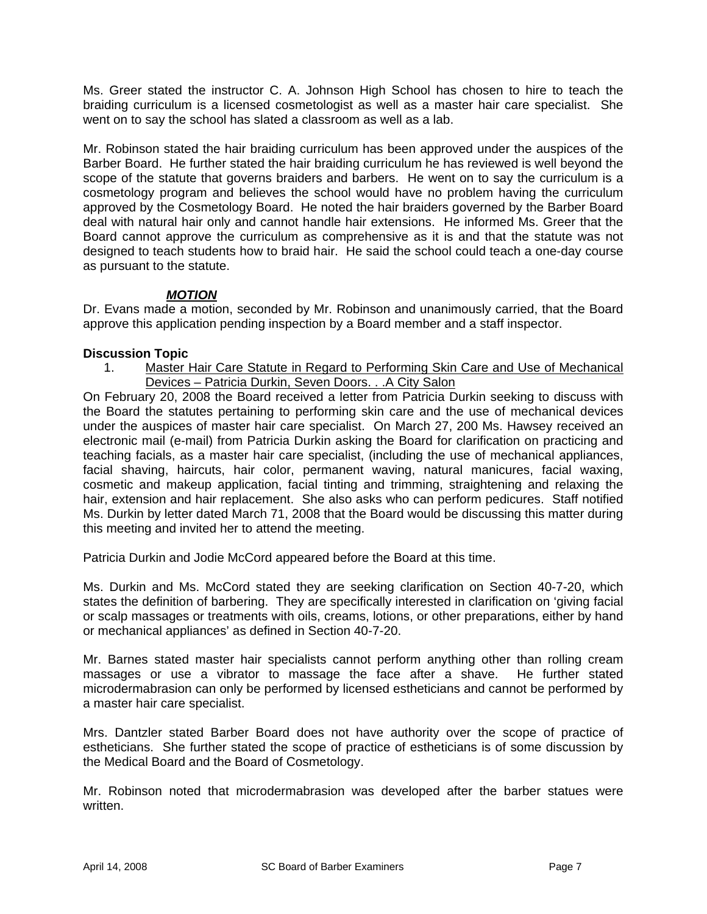Ms. Greer stated the instructor C. A. Johnson High School has chosen to hire to teach the braiding curriculum is a licensed cosmetologist as well as a master hair care specialist. She went on to say the school has slated a classroom as well as a lab.

Mr. Robinson stated the hair braiding curriculum has been approved under the auspices of the Barber Board. He further stated the hair braiding curriculum he has reviewed is well beyond the scope of the statute that governs braiders and barbers. He went on to say the curriculum is a cosmetology program and believes the school would have no problem having the curriculum approved by the Cosmetology Board. He noted the hair braiders governed by the Barber Board deal with natural hair only and cannot handle hair extensions. He informed Ms. Greer that the Board cannot approve the curriculum as comprehensive as it is and that the statute was not designed to teach students how to braid hair. He said the school could teach a one-day course as pursuant to the statute.

***MOTION***

Dr. Evans made a motion, seconded by Mr. Robinson and unanimously carried, that the Board approve this application pending inspection by a Board member and a staff inspector.

**Discussion Topic**

1. Master Hair Care Statute in Regard to Performing Skin Care and Use of Mechanical Devices – Patricia Durkin, Seven Doors. . .A City Salon

On February 20, 2008 the Board received a letter from Patricia Durkin seeking to discuss with the Board the statutes pertaining to performing skin care and the use of mechanical devices under the auspices of master hair care specialist. On March 27, 200 Ms. Hawsey received an electronic mail (e-mail) from Patricia Durkin asking the Board for clarification on practicing and teaching facials, as a master hair care specialist, (including the use of mechanical appliances, facial shaving, haircuts, hair color, permanent waving, natural manicures, facial waxing, cosmetic and makeup application, facial tinting and trimming, straightening and relaxing the hair, extension and hair replacement. She also asks who can perform pedicures. Staff notified Ms. Durkin by letter dated March 71, 2008 that the Board would be discussing this matter during this meeting and invited her to attend the meeting.

Patricia Durkin and Jodie McCord appeared before the Board at this time.

Ms. Durkin and Ms. McCord stated they are seeking clarification on Section 40-7-20, which states the definition of barbering. They are specifically interested in clarification on 'giving facial or scalp massages or treatments with oils, creams, lotions, or other preparations, either by hand or mechanical appliances' as defined in Section 40-7-20.

Mr. Barnes stated master hair specialists cannot perform anything other than rolling cream massages or use a vibrator to massage the face after a shave. He further stated microdermabrasion can only be performed by licensed estheticians and cannot be performed by a master hair care specialist.

Mrs. Dantzler stated Barber Board does not have authority over the scope of practice of estheticians. She further stated the scope of practice of estheticians is of some discussion by the Medical Board and the Board of Cosmetology.

Mr. Robinson noted that microdermabrasion was developed after the barber statues were written.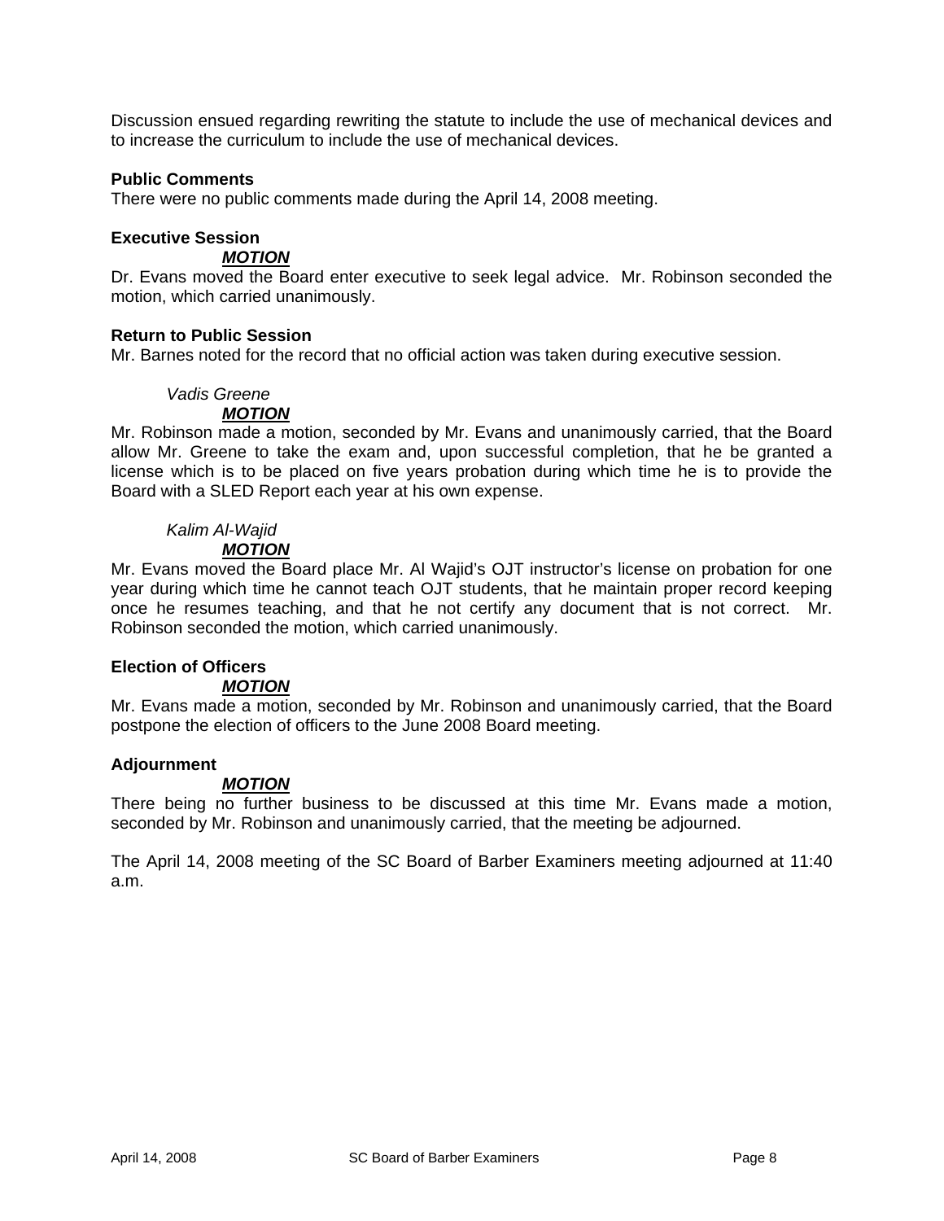Discussion ensued regarding rewriting the statute to include the use of mechanical devices and to increase the curriculum to include the use of mechanical devices.

**Public Comments**

There were no public comments made during the April 14, 2008 meeting.

**Executive Session**

***MOTION***

Dr. Evans moved the Board enter executive to seek legal advice. Mr. Robinson seconded the motion, which carried unanimously.

**Return to Public Session**

Mr. Barnes noted for the record that no official action was taken during executive session.

*Vadis Greene*

***MOTION***

Mr. Robinson made a motion, seconded by Mr. Evans and unanimously carried, that the Board allow Mr. Greene to take the exam and, upon successful completion, that he be granted a license which is to be placed on five years probation during which time he is to provide the Board with a SLED Report each year at his own expense.

*Kalim Al-Wajid*

***MOTION***

Mr. Evans moved the Board place Mr. Al Wajid's OJT instructor's license on probation for one year during which time he cannot teach OJT students, that he maintain proper record keeping once he resumes teaching, and that he not certify any document that is not correct. Mr. Robinson seconded the motion, which carried unanimously.

**Election of Officers**

***MOTION***

Mr. Evans made a motion, seconded by Mr. Robinson and unanimously carried, that the Board postpone the election of officers to the June 2008 Board meeting.

**Adjournment**

***MOTION***

There being no further business to be discussed at this time Mr. Evans made a motion, seconded by Mr. Robinson and unanimously carried, that the meeting be adjourned.

The April 14, 2008 meeting of the SC Board of Barber Examiners meeting adjourned at 11:40 a.m.